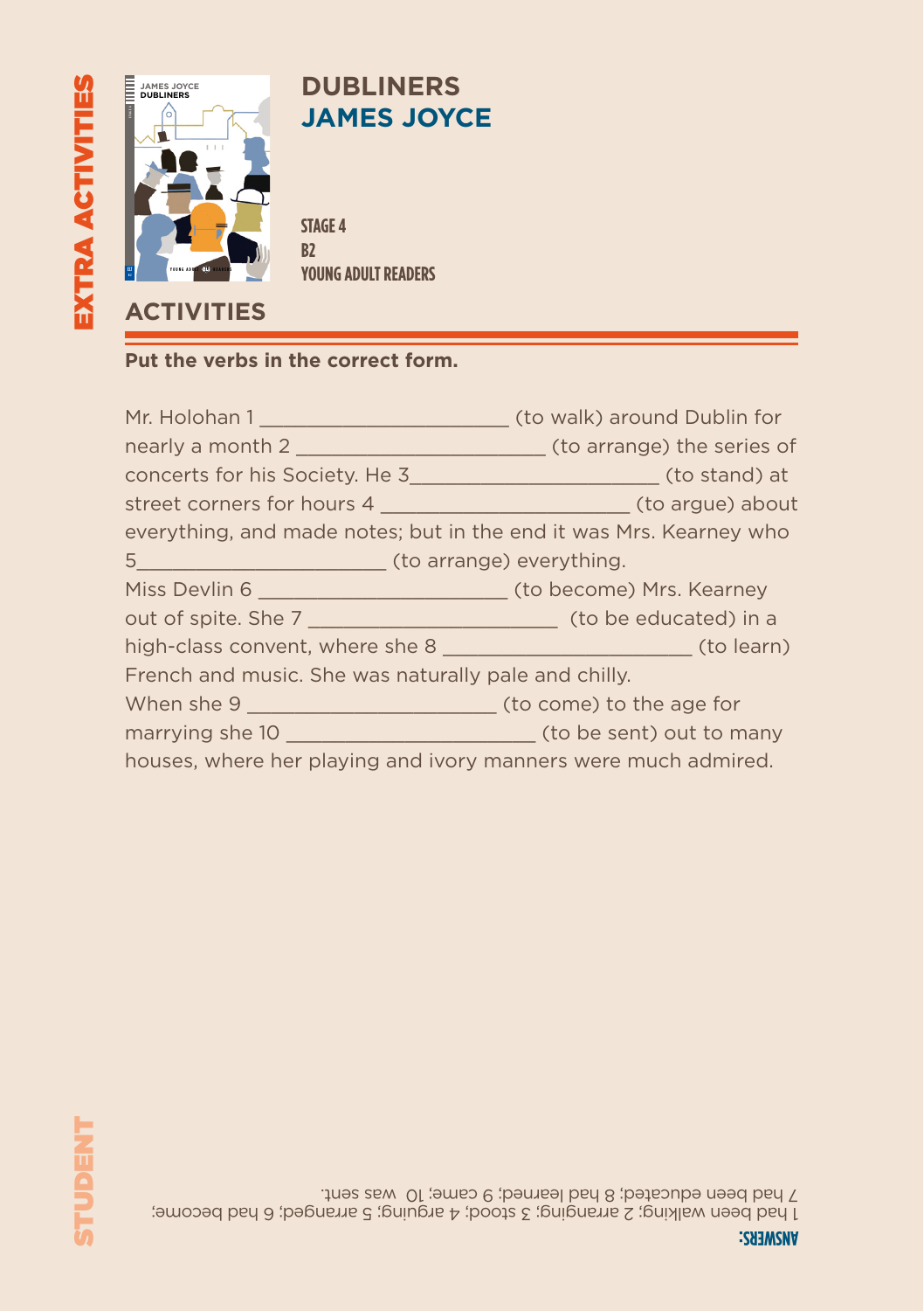EXTRA ACTIVITIES

# DUBLINERS
## JAMES JOYCE

STAGE 4
B2
YOUNG ADULT READERS

## ACTIVITIES

**Put the verbs in the correct form.**

Mr. Holohan 1 ____________________ (to walk) around Dublin for nearly a month 2 ____________________ (to arrange) the series of concerts for his Society. He 3____________________ (to stand) at street corners for hours 4 ____________________ (to argue) about everything, and made notes; but in the end it was Mrs. Kearney who 5____________________ (to arrange) everything.
Miss Devlin 6 ____________________ (to become) Mrs. Kearney out of spite. She 7 ____________________ (to be educated) in a high-class convent, where she 8 ____________________ (to learn) French and music. She was naturally pale and chilly.
When she 9 ____________________ (to come) to the age for marrying she 10 ____________________ (to be sent) out to many houses, where her playing and ivory manners were much admired.

STUDENT

**ANSWERS:**
1 had been walking; 2 arranging; 3 stood; 4 arguing; 5 arranged; 6 had become; 7 had been educated; 8 had learned; 9 came; 10 was sent.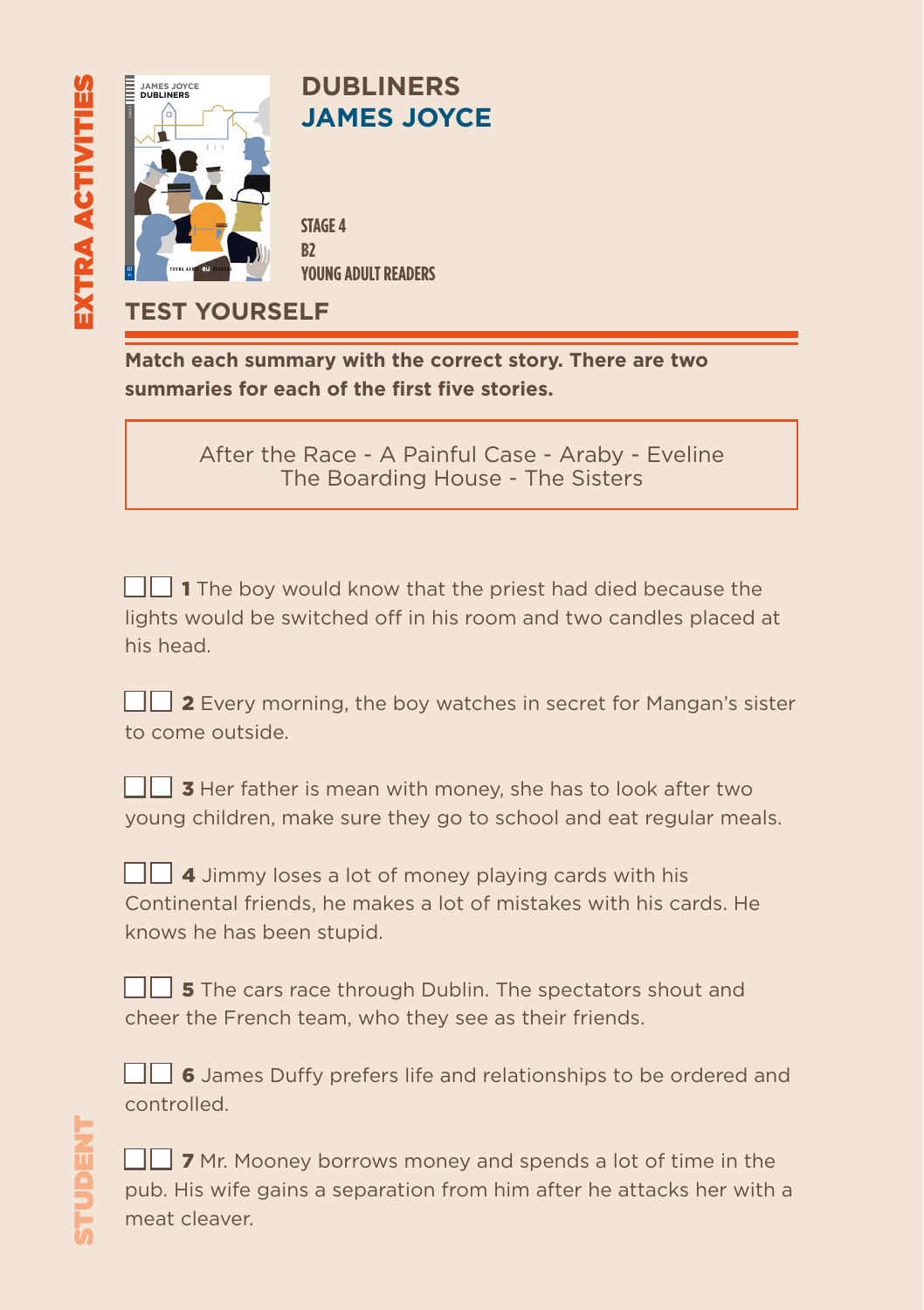# DUBLINERS
## JAMES JOYCE

STAGE 4
B2
YOUNG ADULT READERS

## TEST YOURSELF

**Match each summary with the correct story. There are two summaries for each of the first five stories.**

After the Race - A Painful Case - Araby - Eveline
The Boarding House - The Sisters

☐☐ **1** The boy would know that the priest had died because the lights would be switched off in his room and two candles placed at his head.

☐☐ **2** Every morning, the boy watches in secret for Mangan's sister to come outside.

☐☐ **3** Her father is mean with money, she has to look after two young children, make sure they go to school and eat regular meals.

☐☐ **4** Jimmy loses a lot of money playing cards with his Continental friends, he makes a lot of mistakes with his cards. He knows he has been stupid.

☐☐ **5** The cars race through Dublin. The spectators shout and cheer the French team, who they see as their friends.

☐☐ **6** James Duffy prefers life and relationships to be ordered and controlled.

☐☐ **7** Mr. Mooney borrows money and spends a lot of time in the pub. His wife gains a separation from him after he attacks her with a meat cleaver.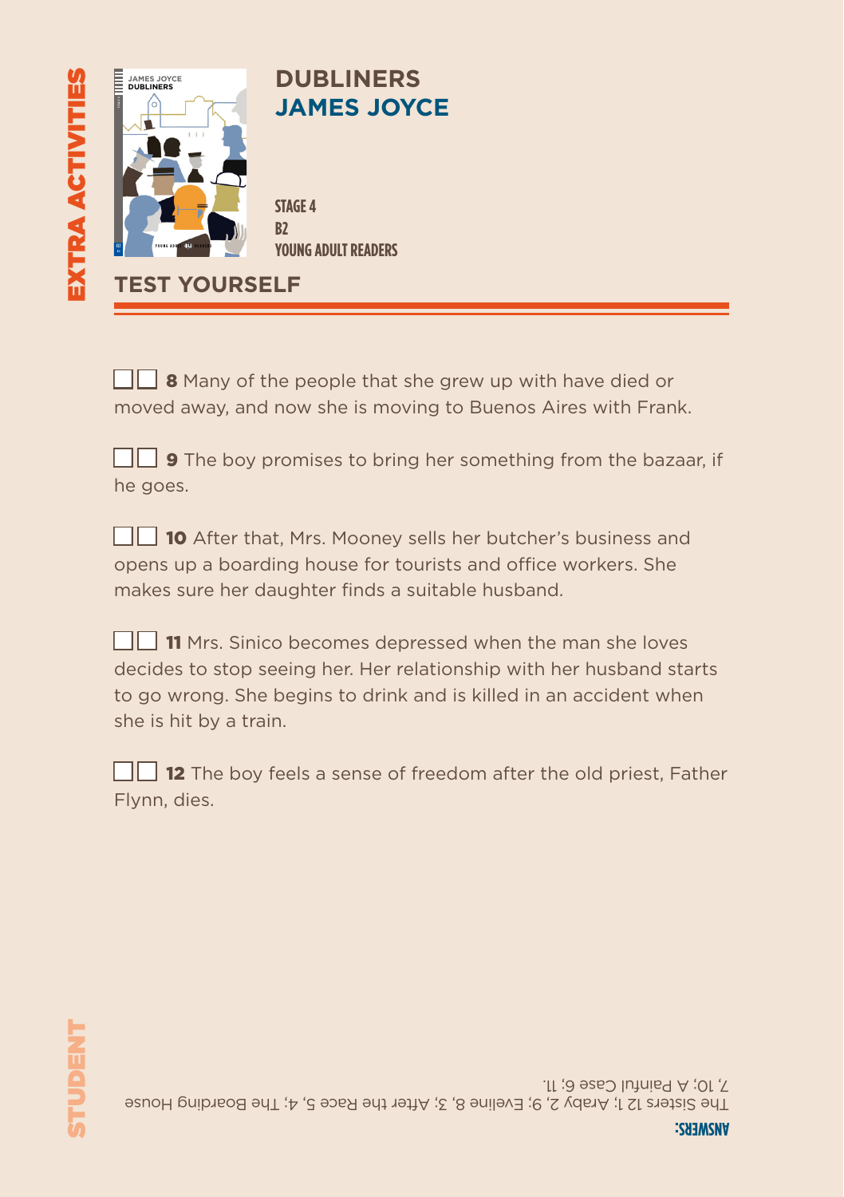# DUBLINERS
## JAMES JOYCE

**STAGE 4**
**B2**
**YOUNG ADULT READERS**

EXTRA ACTIVITIES

## TEST YOURSELF

☐☐ **8** Many of the people that she grew up with have died or moved away, and now she is moving to Buenos Aires with Frank.

☐☐ **9** The boy promises to bring her something from the bazaar, if he goes.

☐☐ **10** After that, Mrs. Mooney sells her butcher's business and opens up a boarding house for tourists and office workers. She makes sure her daughter finds a suitable husband.

☐☐ **11** Mrs. Sinico becomes depressed when the man she loves decides to stop seeing her. Her relationship with her husband starts to go wrong. She begins to drink and is killed in an accident when she is hit by a train.

☐☐ **12** The boy feels a sense of freedom after the old priest, Father Flynn, dies.

STUDENT

**ANSWERS:**
The Sisters 12 1; Araby 2, 9; Eveline 8, 3; After the Race 5, 4; The Boarding House 7, 10; A Painful Case 6; 11.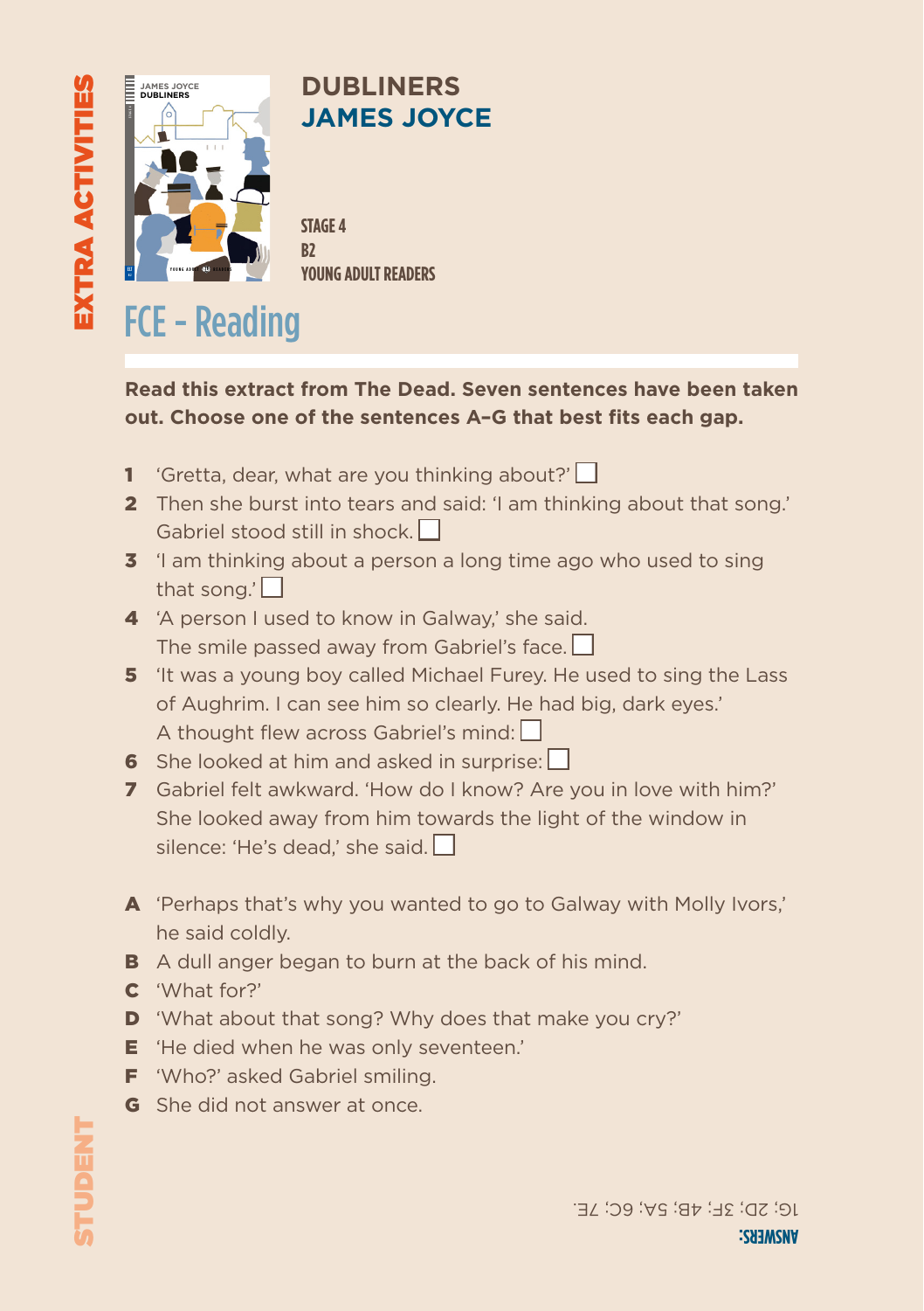EXTRA ACTIVITIES

# DUBLINERS
# JAMES JOYCE

STAGE 4
B2
YOUNG ADULT READERS

## FCE - Reading

**Read this extract from The Dead. Seven sentences have been taken out. Choose one of the sentences A–G that best fits each gap.**

1. 'Gretta, dear, what are you thinking about?' ☐
2. Then she burst into tears and said: 'I am thinking about that song.' Gabriel stood still in shock. ☐
3. 'I am thinking about a person a long time ago who used to sing that song.' ☐
4. 'A person I used to know in Galway,' she said. The smile passed away from Gabriel's face. ☐
5. 'It was a young boy called Michael Furey. He used to sing the Lass of Aughrim. I can see him so clearly. He had big, dark eyes.' A thought flew across Gabriel's mind: ☐
6. She looked at him and asked in surprise: ☐
7. Gabriel felt awkward. 'How do I know? Are you in love with him?' She looked away from him towards the light of the window in silence: 'He's dead,' she said. ☐

**A** 'Perhaps that's why you wanted to go to Galway with Molly Ivors,' he said coldly.
**B** A dull anger began to burn at the back of his mind.
**C** 'What for?'
**D** 'What about that song? Why does that make you cry?'
**E** 'He died when he was only seventeen.'
**F** 'Who?' asked Gabriel smiling.
**G** She did not answer at once.

STUDENT

**ANSWERS:**
1G; 2D; 3F; 4B; 5A; 6C; 7E.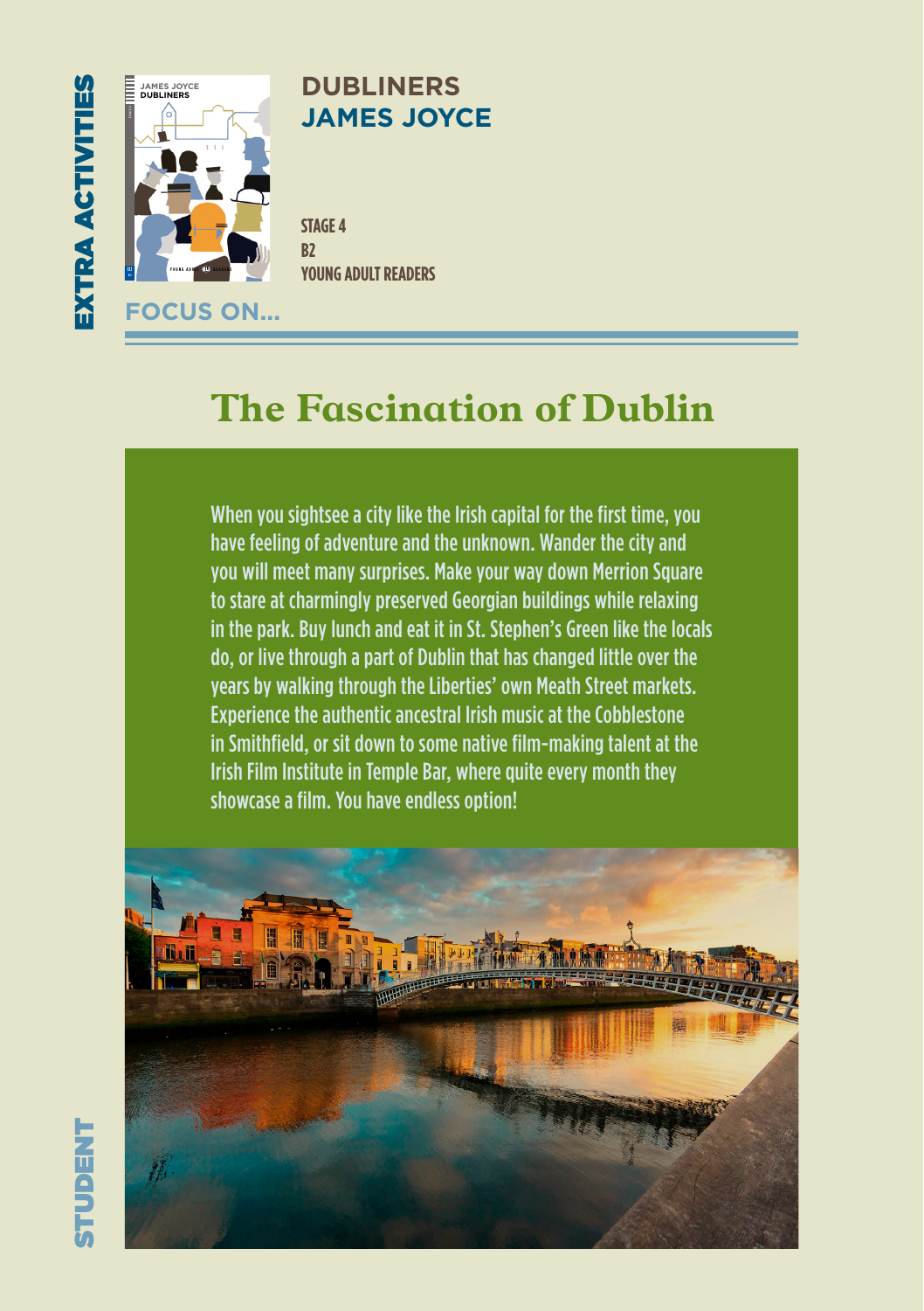EXTRA ACTIVITIES

# DUBLINERS
# JAMES JOYCE

STAGE 4
B2
YOUNG ADULT READERS

FOCUS ON...

## The Fascination of Dublin

When you sightsee a city like the Irish capital for the first time, you have feeling of adventure and the unknown. Wander the city and you will meet many surprises. Make your way down Merrion Square to stare at charmingly preserved Georgian buildings while relaxing in the park. Buy lunch and eat it in St. Stephen's Green like the locals do, or live through a part of Dublin that has changed little over the years by walking through the Liberties' own Meath Street markets. Experience the authentic ancestral Irish music at the Cobblestone in Smithfield, or sit down to some native film-making talent at the Irish Film Institute in Temple Bar, where quite every month they showcase a film. You have endless option!

STUDENT